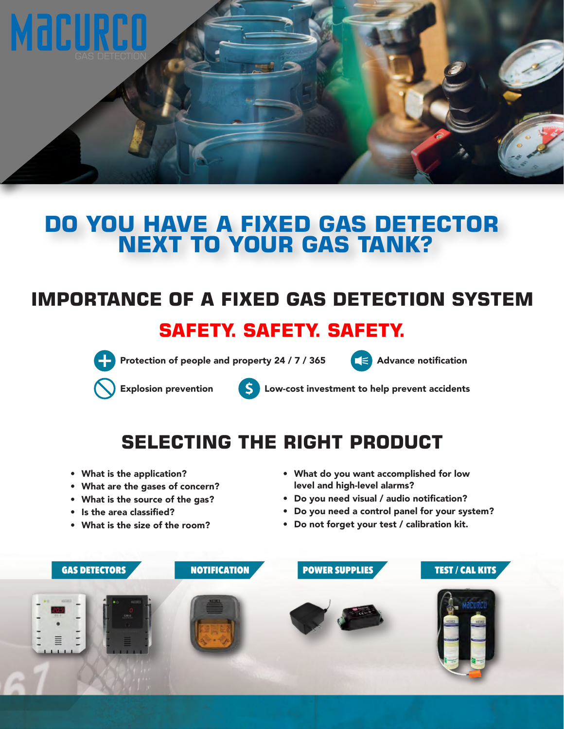MACURCO
GAS DETECTION

# DO YOU HAVE A FIXED GAS DETECTOR NEXT TO YOUR GAS TANK?

## IMPORTANCE OF A FIXED GAS DETECTION SYSTEM

### SAFETY. SAFETY. SAFETY.

- **Protection of people and property 24 / 7 / 365**
- **Advance notification**
- **Explosion prevention**
- **Low-cost investment to help prevent accidents**

## SELECTING THE RIGHT PRODUCT

- **What is the application?**
- **What are the gases of concern?**
- **What is the source of the gas?**
- **Is the area classified?**
- **What is the size of the room?**
- **What do you want accomplished for low level and high-level alarms?**
- **Do you need visual / audio notification?**
- **Do you need a control panel for your system?**
- **Do not forget your test / calibration kit.**

**GAS DETECTORS** | **NOTIFICATION** | **POWER SUPPLIES** | **TEST / CAL KITS**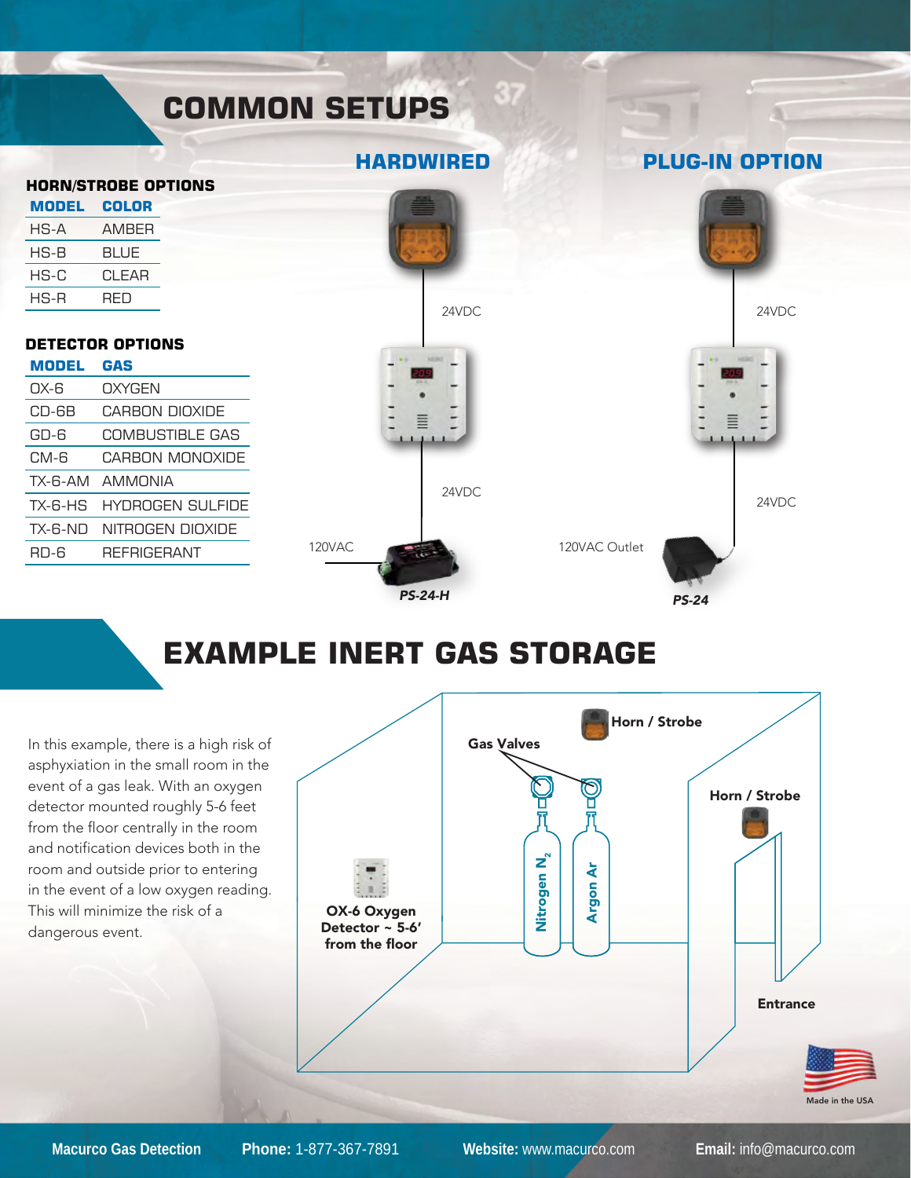# COMMON SETUPS

### HORN/STROBE OPTIONS

| MODEL | COLOR |
|---|---|
| HS-A | AMBER |
| HS-B | BLUE |
| HS-C | CLEAR |
| HS-R | RED |

### DETECTOR OPTIONS

| MODEL | GAS |
|---|---|
| OX-6 | OXYGEN |
| CD-6B | CARBON DIOXIDE |
| GD-6 | COMBUSTIBLE GAS |
| CM-6 | CARBON MONOXIDE |
| TX-6-AM | AMMONIA |
| TX-6-HS | HYDROGEN SULFIDE |
| TX-6-ND | NITROGEN DIOXIDE |
| RD-6 | REFRIGERANT |

## HARDWIRED

24VDC

24VDC

120VAC

*PS-24-H*

## PLUG-IN OPTION

24VDC

24VDC

120VAC Outlet

*PS-24*

# EXAMPLE INERT GAS STORAGE

In this example, there is a high risk of asphyxiation in the small room in the event of a gas leak. With an oxygen detector mounted roughly 5-6 feet from the floor centrally in the room and notification devices both in the room and outside prior to entering in the event of a low oxygen reading. This will minimize the risk of a dangerous event.

**Horn / Strobe**

**Gas Valves**

**Horn / Strobe**

**Nitrogen $N_2$**

**Argon Ar**

**OX-6 Oxygen Detector ~ 5-6' from the floor**

**Entrance**

Made in the USA

**Macurco Gas Detection** **Phone:** 1-877-367-7891 **Website:** www.macurco.com **Email:** info@macurco.com